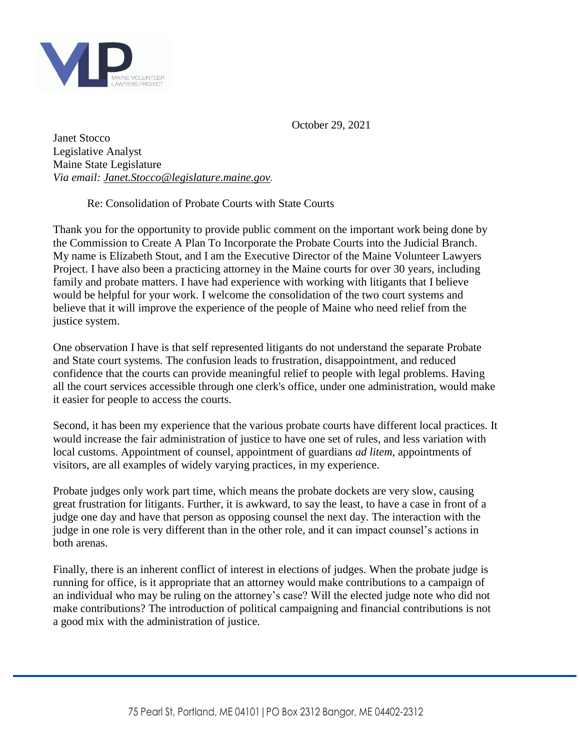October 29, 2021

Janet Stocco
Legislative Analyst
Maine State Legislature
*Via email: Janet.Stocco@legislature.maine.gov.*

Re: Consolidation of Probate Courts with State Courts

Thank you for the opportunity to provide public comment on the important work being done by the Commission to Create A Plan To Incorporate the Probate Courts into the Judicial Branch. My name is Elizabeth Stout, and I am the Executive Director of the Maine Volunteer Lawyers Project. I have also been a practicing attorney in the Maine courts for over 30 years, including family and probate matters. I have had experience with working with litigants that I believe would be helpful for your work. I welcome the consolidation of the two court systems and believe that it will improve the experience of the people of Maine who need relief from the justice system.

One observation I have is that self represented litigants do not understand the separate Probate and State court systems. The confusion leads to frustration, disappointment, and reduced confidence that the courts can provide meaningful relief to people with legal problems. Having all the court services accessible through one clerk's office, under one administration, would make it easier for people to access the courts.

Second, it has been my experience that the various probate courts have different local practices. It would increase the fair administration of justice to have one set of rules, and less variation with local customs. Appointment of counsel, appointment of guardians *ad litem*, appointments of visitors, are all examples of widely varying practices, in my experience.

Probate judges only work part time, which means the probate dockets are very slow, causing great frustration for litigants. Further, it is awkward, to say the least, to have a case in front of a judge one day and have that person as opposing counsel the next day. The interaction with the judge in one role is very different than in the other role, and it can impact counsel's actions in both arenas.

Finally, there is an inherent conflict of interest in elections of judges. When the probate judge is running for office, is it appropriate that an attorney would make contributions to a campaign of an individual who may be ruling on the attorney's case? Will the elected judge note who did not make contributions? The introduction of political campaigning and financial contributions is not a good mix with the administration of justice.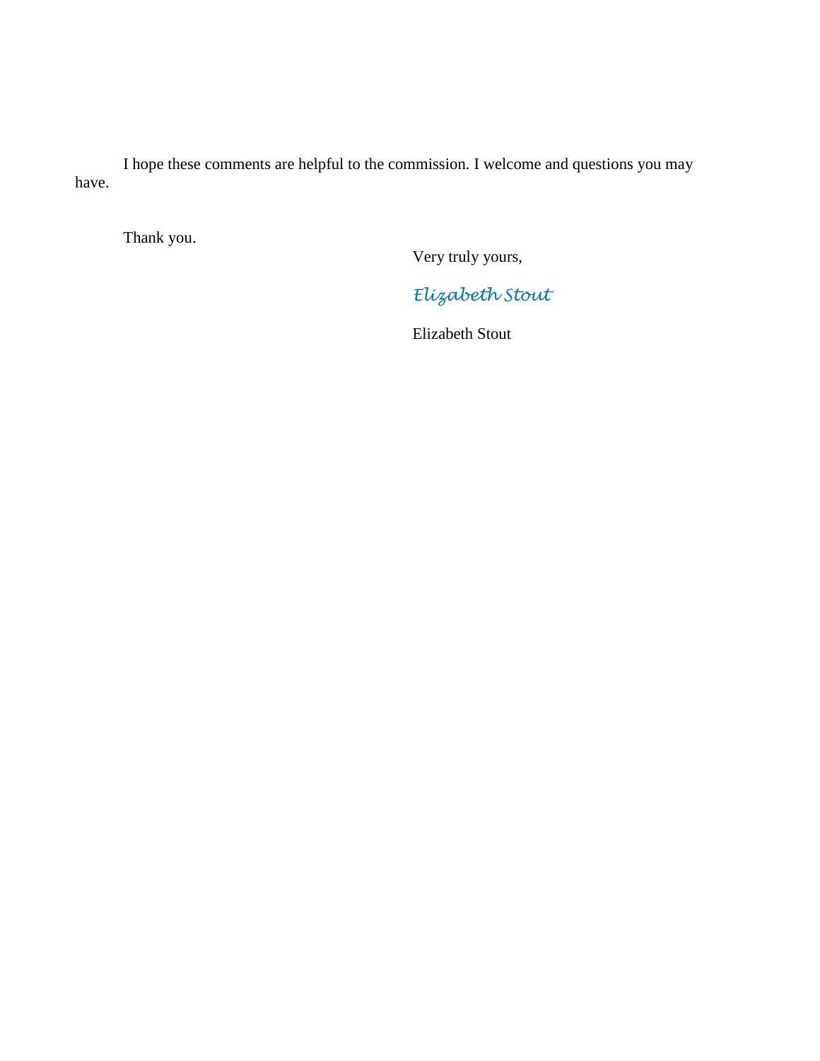I hope these comments are helpful to the commission. I welcome and questions you may have.

Thank you.

Very truly yours,

*Elizabeth Stout*

Elizabeth Stout